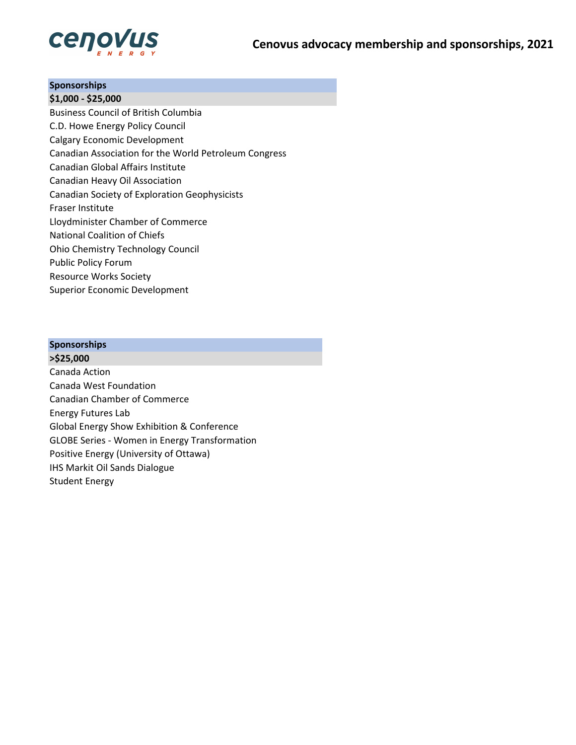# Cenovus advocacy membership and sponsorships, 2021

| Sponsorships |
| --- |
| **$1,000 - $25,000** |
| Business Council of British Columbia |
| C.D. Howe Energy Policy Council |
| Calgary Economic Development |
| Canadian Association for the World Petroleum Congress |
| Canadian Global Affairs Institute |
| Canadian Heavy Oil Association |
| Canadian Society of Exploration Geophysicists |
| Fraser Institute |
| Lloydminister Chamber of Commerce |
| National Coalition of Chiefs |
| Ohio Chemistry Technology Council |
| Public Policy Forum |
| Resource Works Society |
| Superior Economic Development |

| Sponsorships |
| --- |
| **>$25,000** |
| Canada Action |
| Canada West Foundation |
| Canadian Chamber of Commerce |
| Energy Futures Lab |
| Global Energy Show Exhibition & Conference |
| GLOBE Series - Women in Energy Transformation |
| Positive Energy (University of Ottawa) |
| IHS Markit Oil Sands Dialogue |
| Student Energy |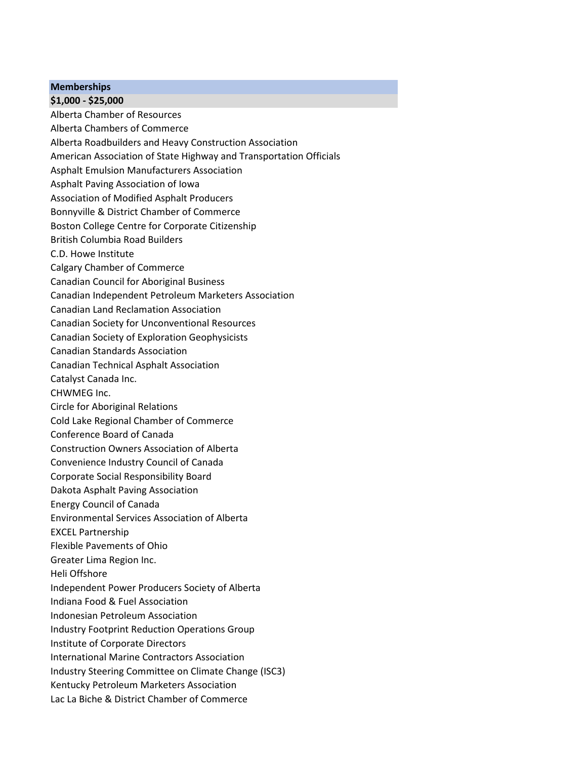| Memberships |
|---|
| **$1,000 - $25,000** |
| Alberta Chamber of Resources |
| Alberta Chambers of Commerce |
| Alberta Roadbuilders and Heavy Construction Association |
| American Association of State Highway and Transportation Officials |
| Asphalt Emulsion Manufacturers Association |
| Asphalt Paving Association of Iowa |
| Association of Modified Asphalt Producers |
| Bonnyville & District Chamber of Commerce |
| Boston College Centre for Corporate Citizenship |
| British Columbia Road Builders |
| C.D. Howe Institute |
| Calgary Chamber of Commerce |
| Canadian Council for Aboriginal Business |
| Canadian Independent Petroleum Marketers Association |
| Canadian Land Reclamation Association |
| Canadian Society for Unconventional Resources |
| Canadian Society of Exploration Geophysicists |
| Canadian Standards Association |
| Canadian Technical Asphalt Association |
| Catalyst Canada Inc. |
| CHWMEG Inc. |
| Circle for Aboriginal Relations |
| Cold Lake Regional Chamber of Commerce |
| Conference Board of Canada |
| Construction Owners Association of Alberta |
| Convenience Industry Council of Canada |
| Corporate Social Responsibility Board |
| Dakota Asphalt Paving Association |
| Energy Council of Canada |
| Environmental Services Association of Alberta |
| EXCEL Partnership |
| Flexible Pavements of Ohio |
| Greater Lima Region Inc. |
| Heli Offshore |
| Independent Power Producers Society of Alberta |
| Indiana Food & Fuel Association |
| Indonesian Petroleum Association |
| Industry Footprint Reduction Operations Group |
| Institute of Corporate Directors |
| International Marine Contractors Association |
| Industry Steering Committee on Climate Change (ISC3) |
| Kentucky Petroleum Marketers Association |
| Lac La Biche & District Chamber of Commerce |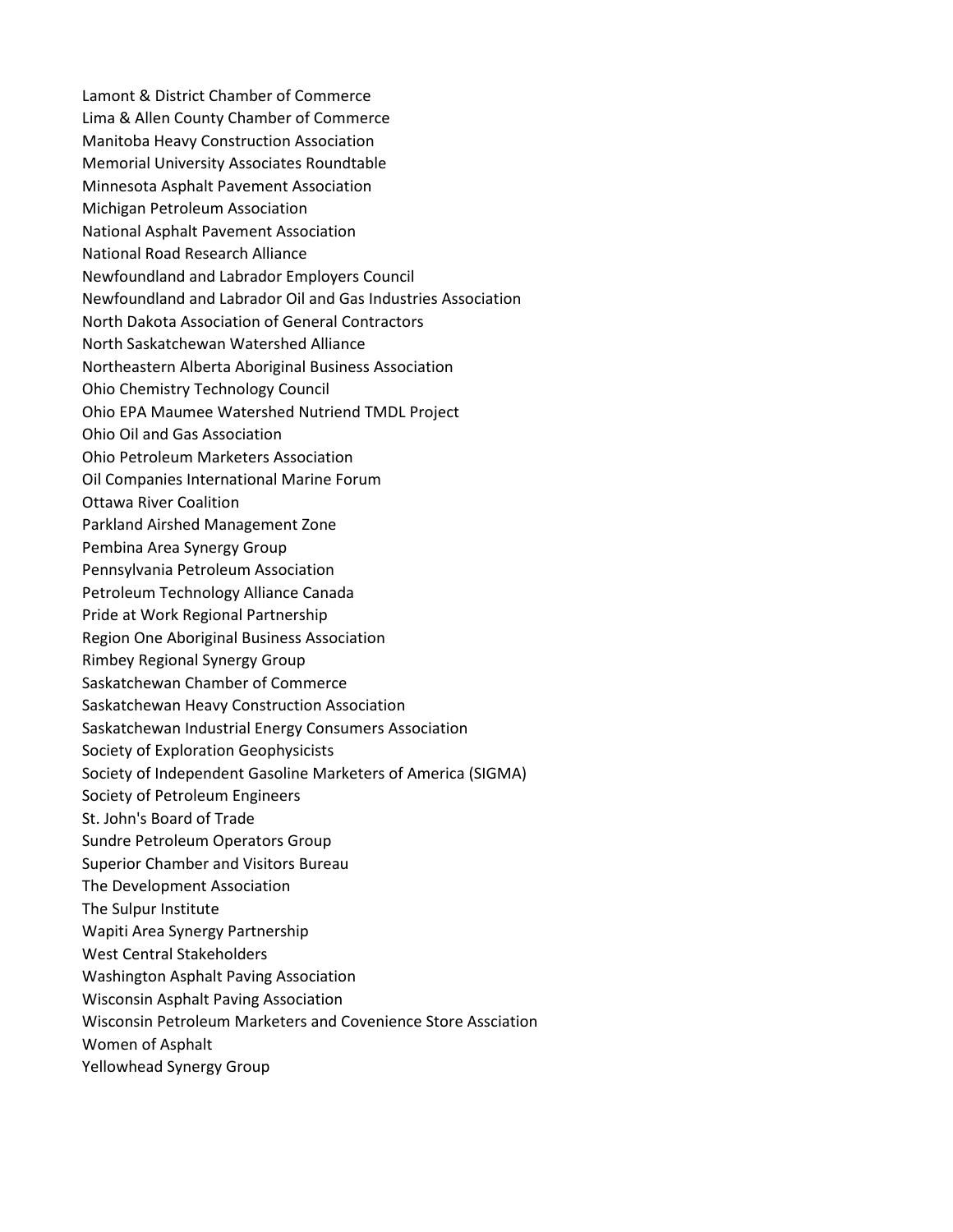Lamont & District Chamber of Commerce
Lima & Allen County Chamber of Commerce
Manitoba Heavy Construction Association
Memorial University Associates Roundtable
Minnesota Asphalt Pavement Association
Michigan Petroleum Association
National Asphalt Pavement Association
National Road Research Alliance
Newfoundland and Labrador Employers Council
Newfoundland and Labrador Oil and Gas Industries Association
North Dakota Association of General Contractors
North Saskatchewan Watershed Alliance
Northeastern Alberta Aboriginal Business Association
Ohio Chemistry Technology Council
Ohio EPA Maumee Watershed Nutriend TMDL Project
Ohio Oil and Gas Association
Ohio Petroleum Marketers Association
Oil Companies International Marine Forum
Ottawa River Coalition
Parkland Airshed Management Zone
Pembina Area Synergy Group
Pennsylvania Petroleum Association
Petroleum Technology Alliance Canada
Pride at Work Regional Partnership
Region One Aboriginal Business Association
Rimbey Regional Synergy Group
Saskatchewan Chamber of Commerce
Saskatchewan Heavy Construction Association
Saskatchewan Industrial Energy Consumers Association
Society of Exploration Geophysicists
Society of Independent Gasoline Marketers of America (SIGMA)
Society of Petroleum Engineers
St. John's Board of Trade
Sundre Petroleum Operators Group
Superior Chamber and Visitors Bureau
The Development Association
The Sulpur Institute
Wapiti Area Synergy Partnership
West Central Stakeholders
Washington Asphalt Paving Association
Wisconsin Asphalt Paving Association
Wisconsin Petroleum Marketers and Covenience Store Assciation
Women of Asphalt
Yellowhead Synergy Group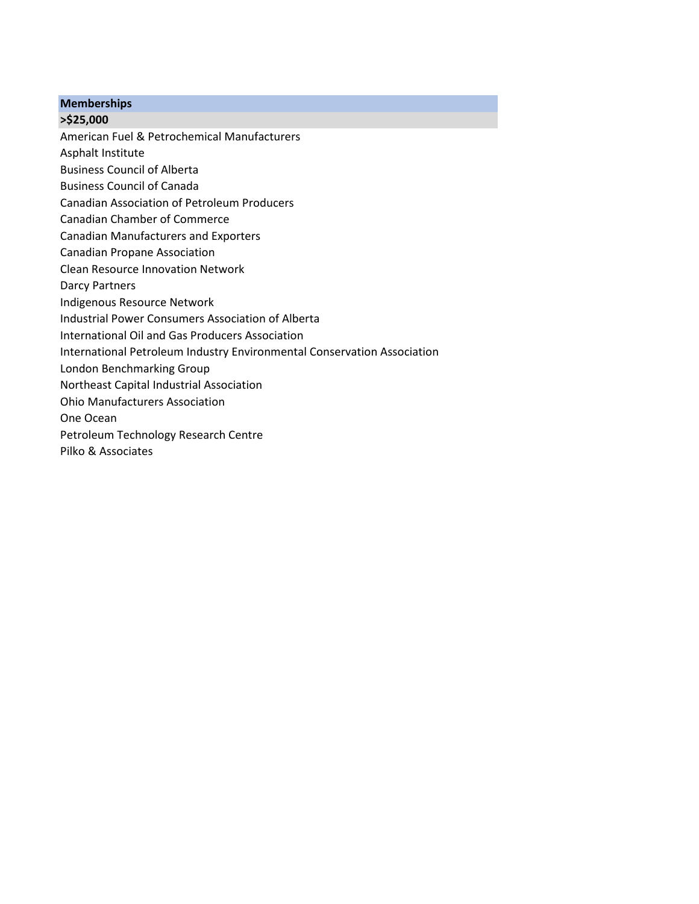| Memberships |
| --- |
| **>$25,000** |
| American Fuel & Petrochemical Manufacturers |
| Asphalt Institute |
| Business Council of Alberta |
| Business Council of Canada |
| Canadian Association of Petroleum Producers |
| Canadian Chamber of Commerce |
| Canadian Manufacturers and Exporters |
| Canadian Propane Association |
| Clean Resource Innovation Network |
| Darcy Partners |
| Indigenous Resource Network |
| Industrial Power Consumers Association of Alberta |
| International Oil and Gas Producers Association |
| International Petroleum Industry Environmental Conservation Association |
| London Benchmarking Group |
| Northeast Capital Industrial Association |
| Ohio Manufacturers Association |
| One Ocean |
| Petroleum Technology Research Centre |
| Pilko & Associates |